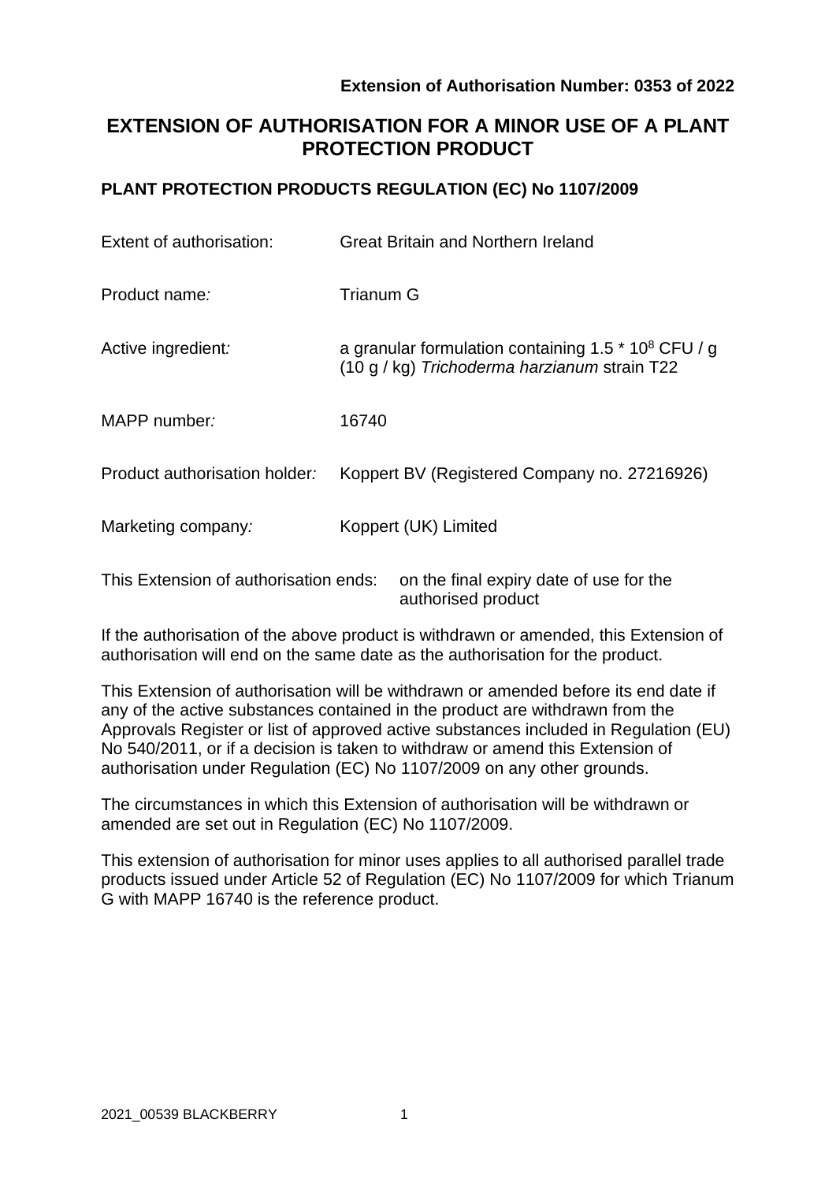**Extension of Authorisation Number: 0353 of 2022**

# EXTENSION OF AUTHORISATION FOR A MINOR USE OF A PLANT PROTECTION PRODUCT

## PLANT PROTECTION PRODUCTS REGULATION (EC) No 1107/2009

| | |
|---|---|
| Extent of authorisation: | Great Britain and Northern Ireland |
| Product name*:* | Trianum G |
| Active ingredient*:* | a granular formulation containing 1.5 * $10^8$ CFU / g (10 g / kg) *Trichoderma harzianum* strain T22 |
| MAPP number*:* | 16740 |
| Product authorisation holder*:* | Koppert BV (Registered Company no. 27216926) |
| Marketing company*:* | Koppert (UK) Limited |

This Extension of authorisation ends: on the final expiry date of use for the authorised product

If the authorisation of the above product is withdrawn or amended, this Extension of authorisation will end on the same date as the authorisation for the product.

This Extension of authorisation will be withdrawn or amended before its end date if any of the active substances contained in the product are withdrawn from the Approvals Register or list of approved active substances included in Regulation (EU) No 540/2011, or if a decision is taken to withdraw or amend this Extension of authorisation under Regulation (EC) No 1107/2009 on any other grounds.

The circumstances in which this Extension of authorisation will be withdrawn or amended are set out in Regulation (EC) No 1107/2009.

This extension of authorisation for minor uses applies to all authorised parallel trade products issued under Article 52 of Regulation (EC) No 1107/2009 for which Trianum G with MAPP 16740 is the reference product.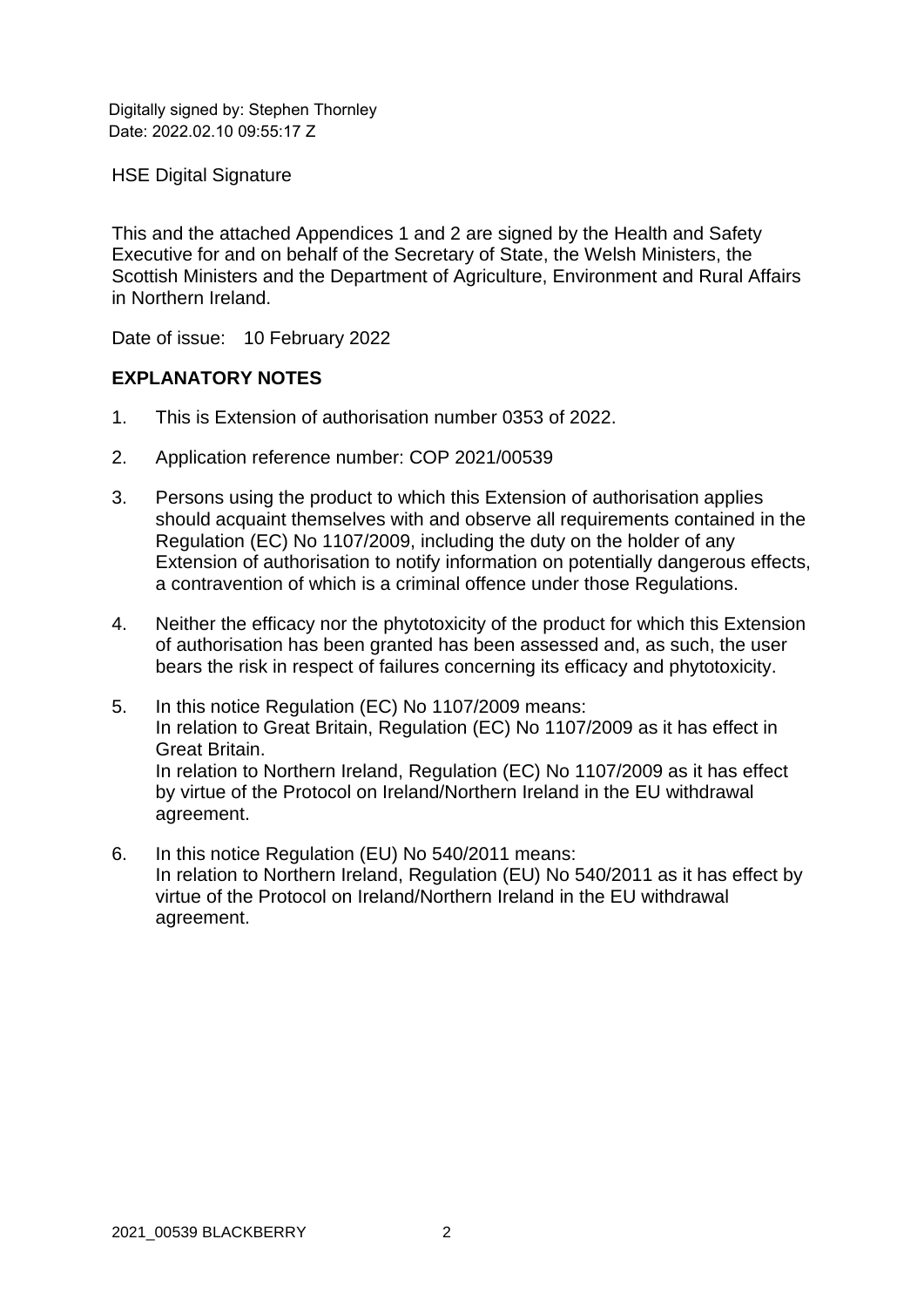Digitally signed by: Stephen Thornley
Date: 2022.02.10 09:55:17 Z

HSE Digital Signature

This and the attached Appendices 1 and 2 are signed by the Health and Safety Executive for and on behalf of the Secretary of State, the Welsh Ministers, the Scottish Ministers and the Department of Agriculture, Environment and Rural Affairs in Northern Ireland.

Date of issue: 10 February 2022

**EXPLANATORY NOTES**

1. This is Extension of authorisation number 0353 of 2022.
2. Application reference number: COP 2021/00539
3. Persons using the product to which this Extension of authorisation applies should acquaint themselves with and observe all requirements contained in the Regulation (EC) No 1107/2009, including the duty on the holder of any Extension of authorisation to notify information on potentially dangerous effects, a contravention of which is a criminal offence under those Regulations.
4. Neither the efficacy nor the phytotoxicity of the product for which this Extension of authorisation has been granted has been assessed and, as such, the user bears the risk in respect of failures concerning its efficacy and phytotoxicity.
5. In this notice Regulation (EC) No 1107/2009 means:
   In relation to Great Britain, Regulation (EC) No 1107/2009 as it has effect in Great Britain.
   In relation to Northern Ireland, Regulation (EC) No 1107/2009 as it has effect by virtue of the Protocol on Ireland/Northern Ireland in the EU withdrawal agreement.
6. In this notice Regulation (EU) No 540/2011 means:
   In relation to Northern Ireland, Regulation (EU) No 540/2011 as it has effect by virtue of the Protocol on Ireland/Northern Ireland in the EU withdrawal agreement.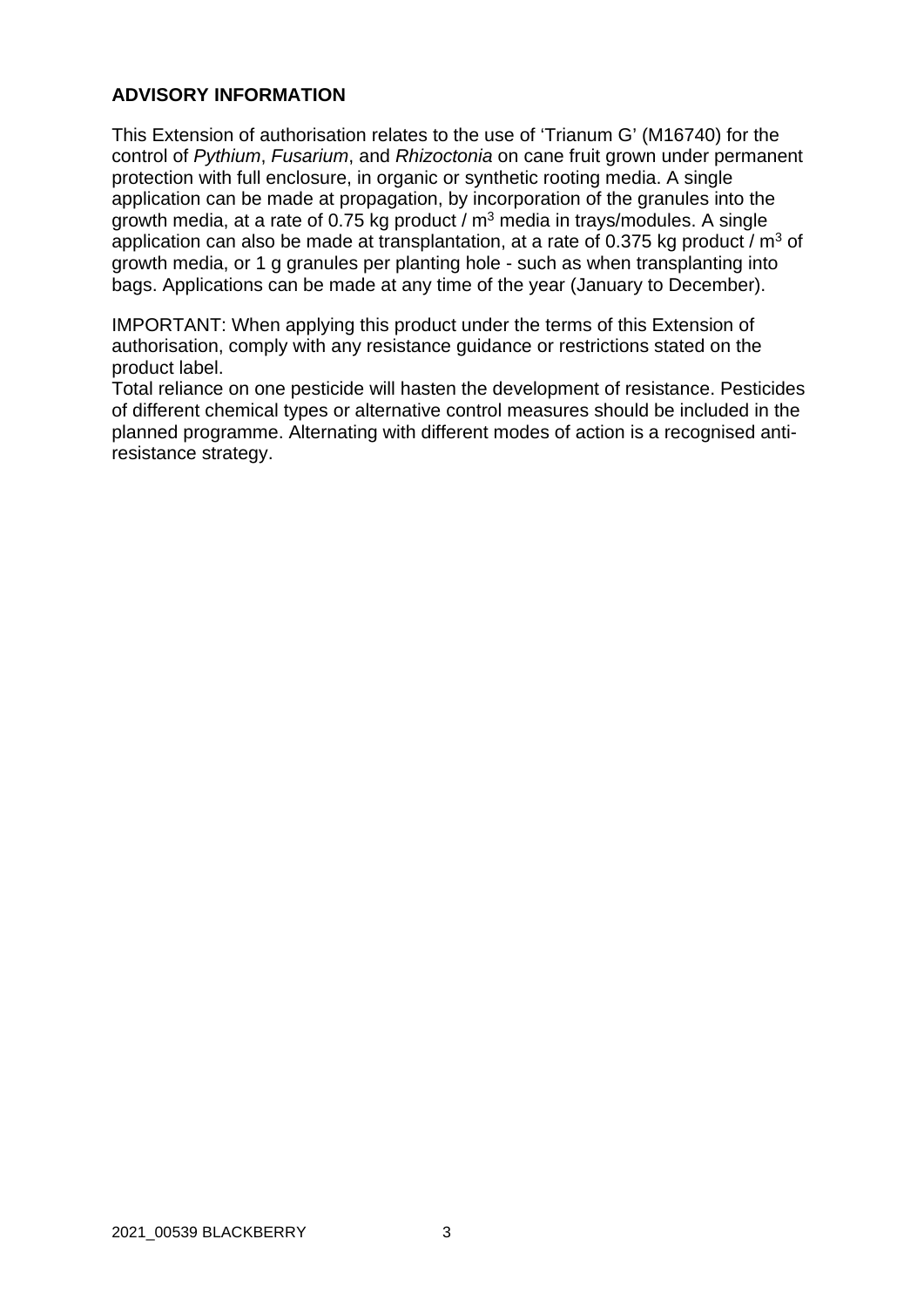**ADVISORY INFORMATION**

This Extension of authorisation relates to the use of 'Trianum G' (M16740) for the control of *Pythium*, *Fusarium*, and *Rhizoctonia* on cane fruit grown under permanent protection with full enclosure, in organic or synthetic rooting media. A single application can be made at propagation, by incorporation of the granules into the growth media, at a rate of 0.75 kg product / $m^3$ media in trays/modules. A single application can also be made at transplantation, at a rate of 0.375 kg product / $m^3$ of growth media, or 1 g granules per planting hole - such as when transplanting into bags. Applications can be made at any time of the year (January to December).

IMPORTANT: When applying this product under the terms of this Extension of authorisation, comply with any resistance guidance or restrictions stated on the product label.
Total reliance on one pesticide will hasten the development of resistance. Pesticides of different chemical types or alternative control measures should be included in the planned programme. Alternating with different modes of action is a recognised anti-resistance strategy.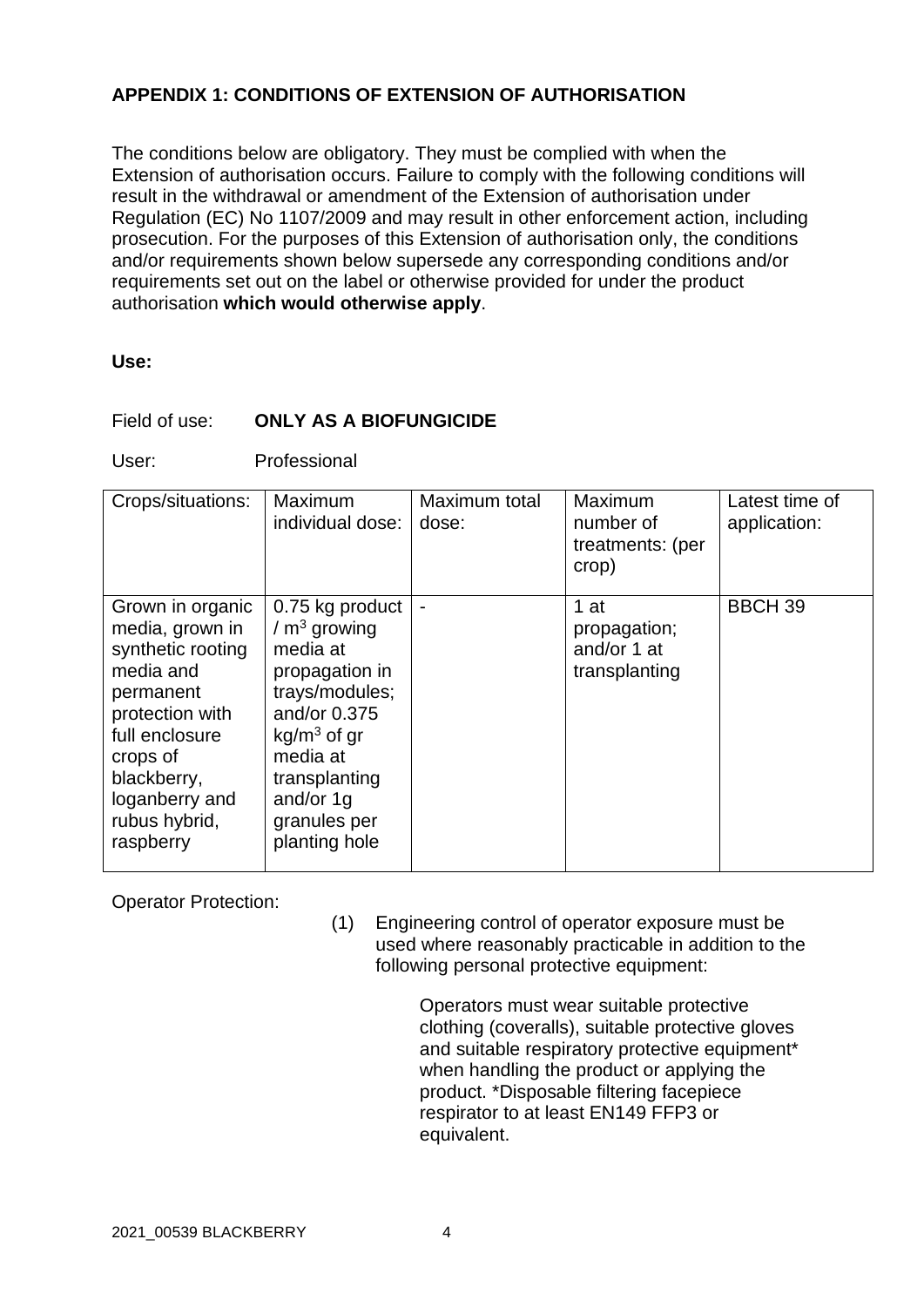## APPENDIX 1: CONDITIONS OF EXTENSION OF AUTHORISATION

The conditions below are obligatory. They must be complied with when the Extension of authorisation occurs. Failure to comply with the following conditions will result in the withdrawal or amendment of the Extension of authorisation under Regulation (EC) No 1107/2009 and may result in other enforcement action, including prosecution. For the purposes of this Extension of authorisation only, the conditions and/or requirements shown below supersede any corresponding conditions and/or requirements set out on the label or otherwise provided for under the product authorisation **which would otherwise apply**.

**Use:**

Field of use: **ONLY AS A BIOFUNGICIDE**

User: Professional

| Crops/situations: | Maximum individual dose: | Maximum total dose: | Maximum number of treatments: (per crop) | Latest time of application: |
|---|---|---|---|---|
| Grown in organic media, grown in synthetic rooting media and permanent protection with full enclosure crops of blackberry, loganberry and rubus hybrid, raspberry | 0.75 kg product / $m^3$ growing media at propagation in trays/modules; and/or 0.375 $kg/m^3$ of gr media at transplanting and/or 1g granules per planting hole | - | 1 at propagation; and/or 1 at transplanting | BBCH 39 |

Operator Protection:

(1) Engineering control of operator exposure must be used where reasonably practicable in addition to the following personal protective equipment:

Operators must wear suitable protective clothing (coveralls), suitable protective gloves and suitable respiratory protective equipment* when handling the product or applying the product. *Disposable filtering facepiece respirator to at least EN149 FFP3 or equivalent.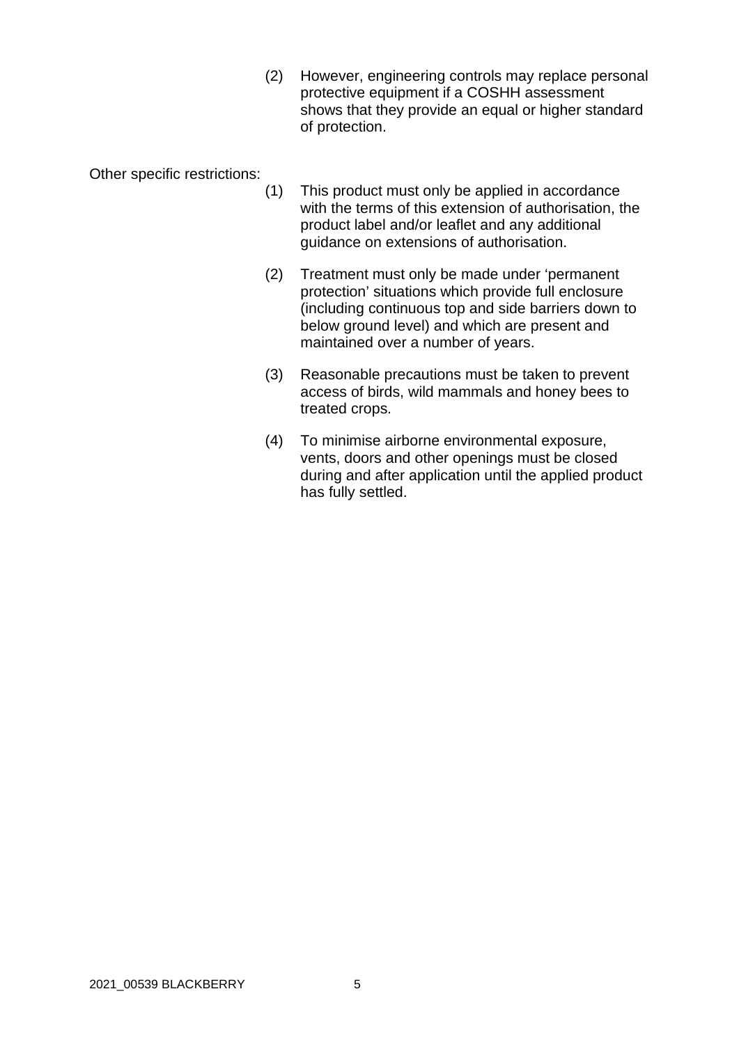(2) However, engineering controls may replace personal protective equipment if a COSHH assessment shows that they provide an equal or higher standard of protection.

Other specific restrictions:

(1) This product must only be applied in accordance with the terms of this extension of authorisation, the product label and/or leaflet and any additional guidance on extensions of authorisation.

(2) Treatment must only be made under 'permanent protection' situations which provide full enclosure (including continuous top and side barriers down to below ground level) and which are present and maintained over a number of years.

(3) Reasonable precautions must be taken to prevent access of birds, wild mammals and honey bees to treated crops.

(4) To minimise airborne environmental exposure, vents, doors and other openings must be closed during and after application until the applied product has fully settled.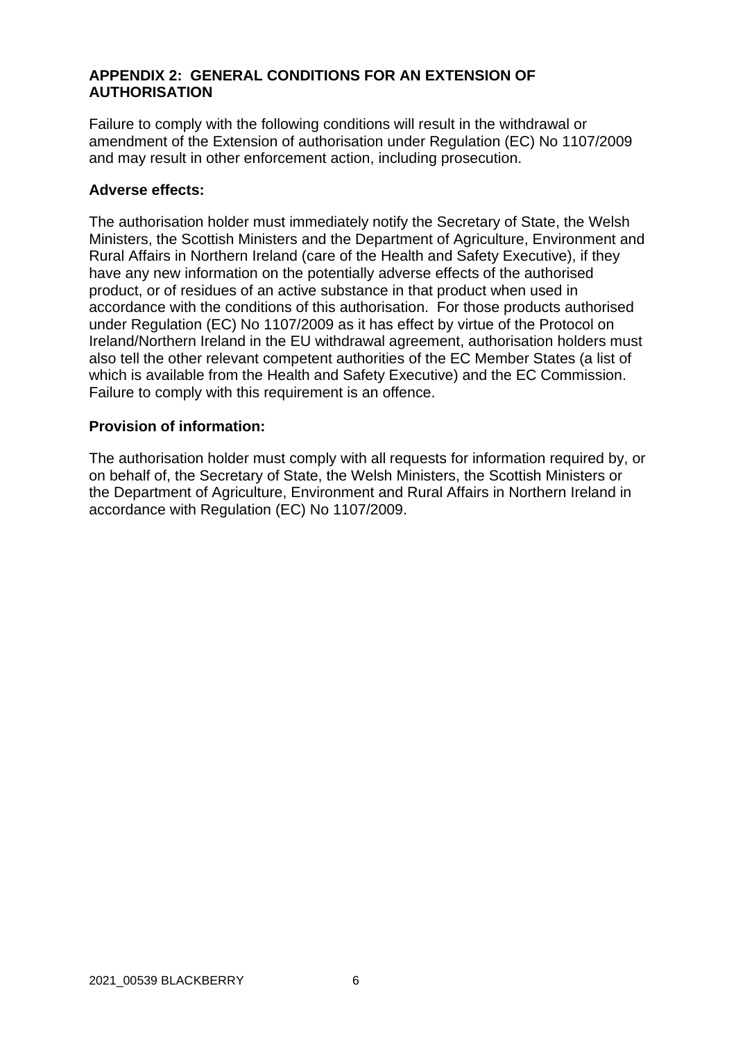## APPENDIX 2: GENERAL CONDITIONS FOR AN EXTENSION OF AUTHORISATION

Failure to comply with the following conditions will result in the withdrawal or amendment of the Extension of authorisation under Regulation (EC) No 1107/2009 and may result in other enforcement action, including prosecution.

**Adverse effects:**

The authorisation holder must immediately notify the Secretary of State, the Welsh Ministers, the Scottish Ministers and the Department of Agriculture, Environment and Rural Affairs in Northern Ireland (care of the Health and Safety Executive), if they have any new information on the potentially adverse effects of the authorised product, or of residues of an active substance in that product when used in accordance with the conditions of this authorisation. For those products authorised under Regulation (EC) No 1107/2009 as it has effect by virtue of the Protocol on Ireland/Northern Ireland in the EU withdrawal agreement, authorisation holders must also tell the other relevant competent authorities of the EC Member States (a list of which is available from the Health and Safety Executive) and the EC Commission. Failure to comply with this requirement is an offence.

**Provision of information:**

The authorisation holder must comply with all requests for information required by, or on behalf of, the Secretary of State, the Welsh Ministers, the Scottish Ministers or the Department of Agriculture, Environment and Rural Affairs in Northern Ireland in accordance with Regulation (EC) No 1107/2009.